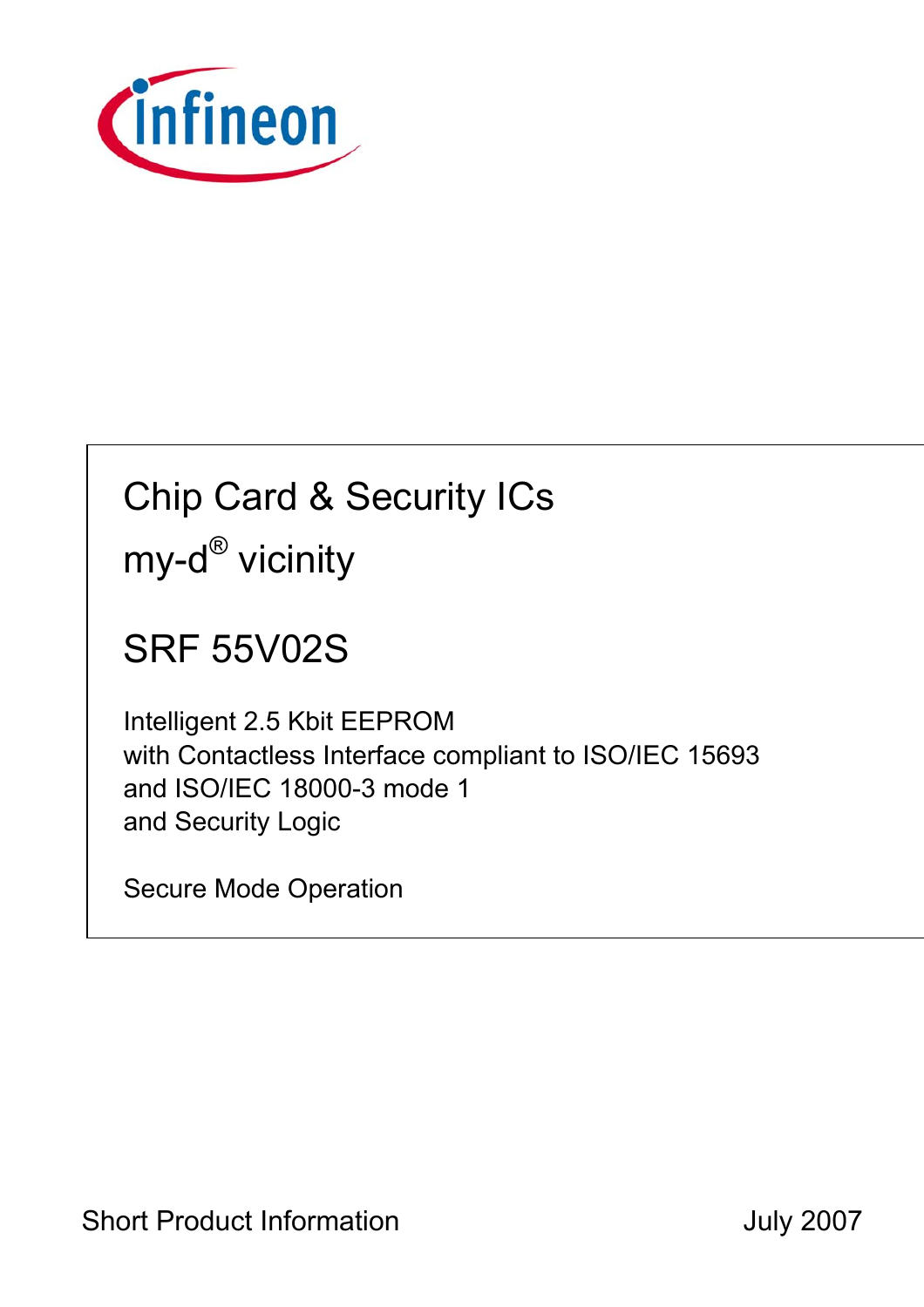# Chip Card & Security ICs

## my-d® vicinity

## SRF 55V02S

Intelligent 2.5 Kbit EEPROM
with Contactless Interface compliant to ISO/IEC 15693
and ISO/IEC 18000-3 mode 1
and Security Logic

Secure Mode Operation

Short Product Information

July 2007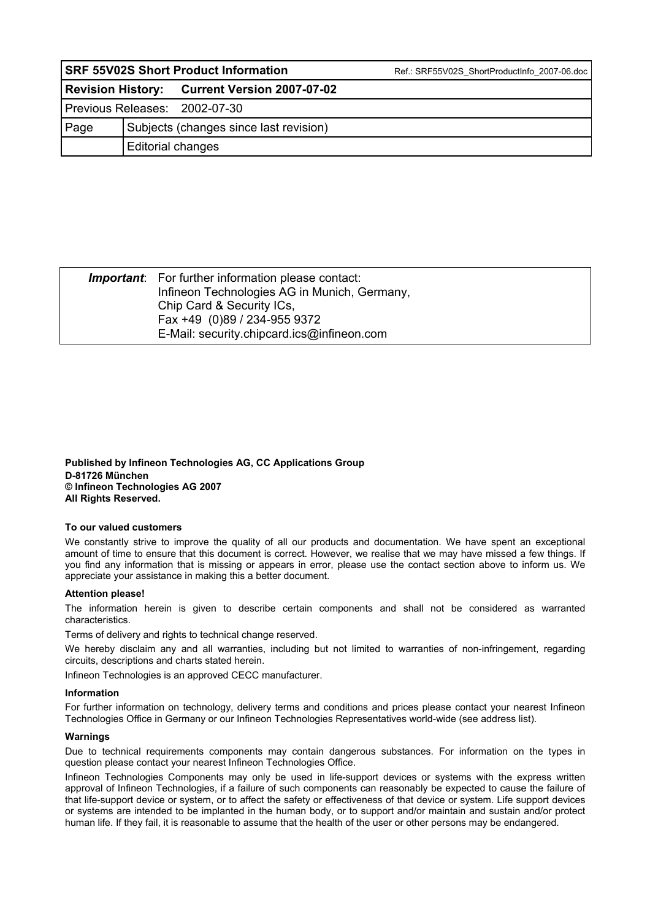| SRF 55V02S Short Product Information | | Ref.: SRF55V02S_ShortProductInfo_2007-06.doc |
|---|---|---|
| **Revision History:** | **Current Version 2007-07-02** | |
| Previous Releases: | 2002-07-30 | |
| Page | Subjects (changes since last revision) | |
| | Editorial changes | |

***Important***: For further information please contact:
Infineon Technologies AG in Munich, Germany,
Chip Card & Security ICs,
Fax +49 (0)89 / 234-955 9372
E-Mail: security.chipcard.ics@infineon.com

**Published by Infineon Technologies AG, CC Applications Group**
**D-81726 München**
**© Infineon Technologies AG 2007**
**All Rights Reserved.**

**To our valued customers**

We constantly strive to improve the quality of all our products and documentation. We have spent an exceptional amount of time to ensure that this document is correct. However, we realise that we may have missed a few things. If you find any information that is missing or appears in error, please use the contact section above to inform us. We appreciate your assistance in making this a better document.

**Attention please!**

The information herein is given to describe certain components and shall not be considered as warranted characteristics.

Terms of delivery and rights to technical change reserved.

We hereby disclaim any and all warranties, including but not limited to warranties of non-infringement, regarding circuits, descriptions and charts stated herein.

Infineon Technologies is an approved CECC manufacturer.

**Information**

For further information on technology, delivery terms and conditions and prices please contact your nearest Infineon Technologies Office in Germany or our Infineon Technologies Representatives world-wide (see address list).

**Warnings**

Due to technical requirements components may contain dangerous substances. For information on the types in question please contact your nearest Infineon Technologies Office.

Infineon Technologies Components may only be used in life-support devices or systems with the express written approval of Infineon Technologies, if a failure of such components can reasonably be expected to cause the failure of that life-support device or system, or to affect the safety or effectiveness of that device or system. Life support devices or systems are intended to be implanted in the human body, or to support and/or maintain and sustain and/or protect human life. If they fail, it is reasonable to assume that the health of the user or other persons may be endangered.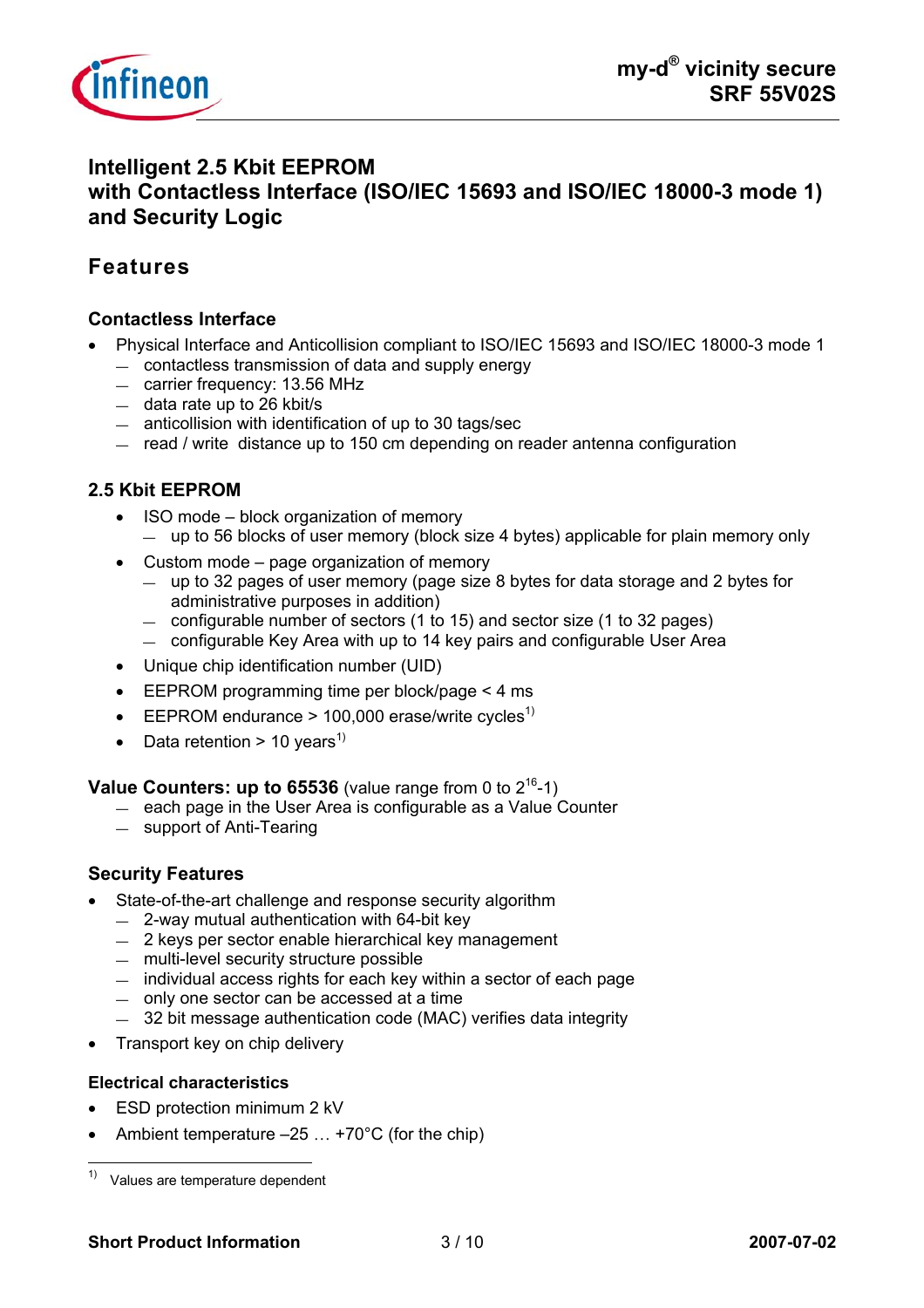# Intelligent 2.5 Kbit EEPROM with Contactless Interface (ISO/IEC 15693 and ISO/IEC 18000-3 mode 1) and Security Logic

## Features

### Contactless Interface

- Physical Interface and Anticollision compliant to ISO/IEC 15693 and ISO/IEC 18000-3 mode 1
  - contactless transmission of data and supply energy
  - carrier frequency: 13.56 MHz
  - data rate up to 26 kbit/s
  - anticollision with identification of up to 30 tags/sec
  - read / write distance up to 150 cm depending on reader antenna configuration

### 2.5 Kbit EEPROM

- ISO mode – block organization of memory
  - up to 56 blocks of user memory (block size 4 bytes) applicable for plain memory only
- Custom mode – page organization of memory
  - up to 32 pages of user memory (page size 8 bytes for data storage and 2 bytes for administrative purposes in addition)
  - configurable number of sectors (1 to 15) and sector size (1 to 32 pages)
  - configurable Key Area with up to 14 key pairs and configurable User Area
- Unique chip identification number (UID)
- EEPROM programming time per block/page < 4 ms
- EEPROM endurance > 100,000 erase/write cycles[1)]
- Data retention > 10 years[1)]

**Value Counters: up to 65536** (value range from 0 to $2^{16}$-1)
- each page in the User Area is configurable as a Value Counter
- support of Anti-Tearing

### Security Features

- State-of-the-art challenge and response security algorithm
  - 2-way mutual authentication with 64-bit key
  - 2 keys per sector enable hierarchical key management
  - multi-level security structure possible
  - individual access rights for each key within a sector of each page
  - only one sector can be accessed at a time
  - 32 bit message authentication code (MAC) verifies data integrity
- Transport key on chip delivery

### Electrical characteristics

- ESD protection minimum 2 kV
- Ambient temperature –25 … +70°C (for the chip)

---

[1)] Values are temperature dependent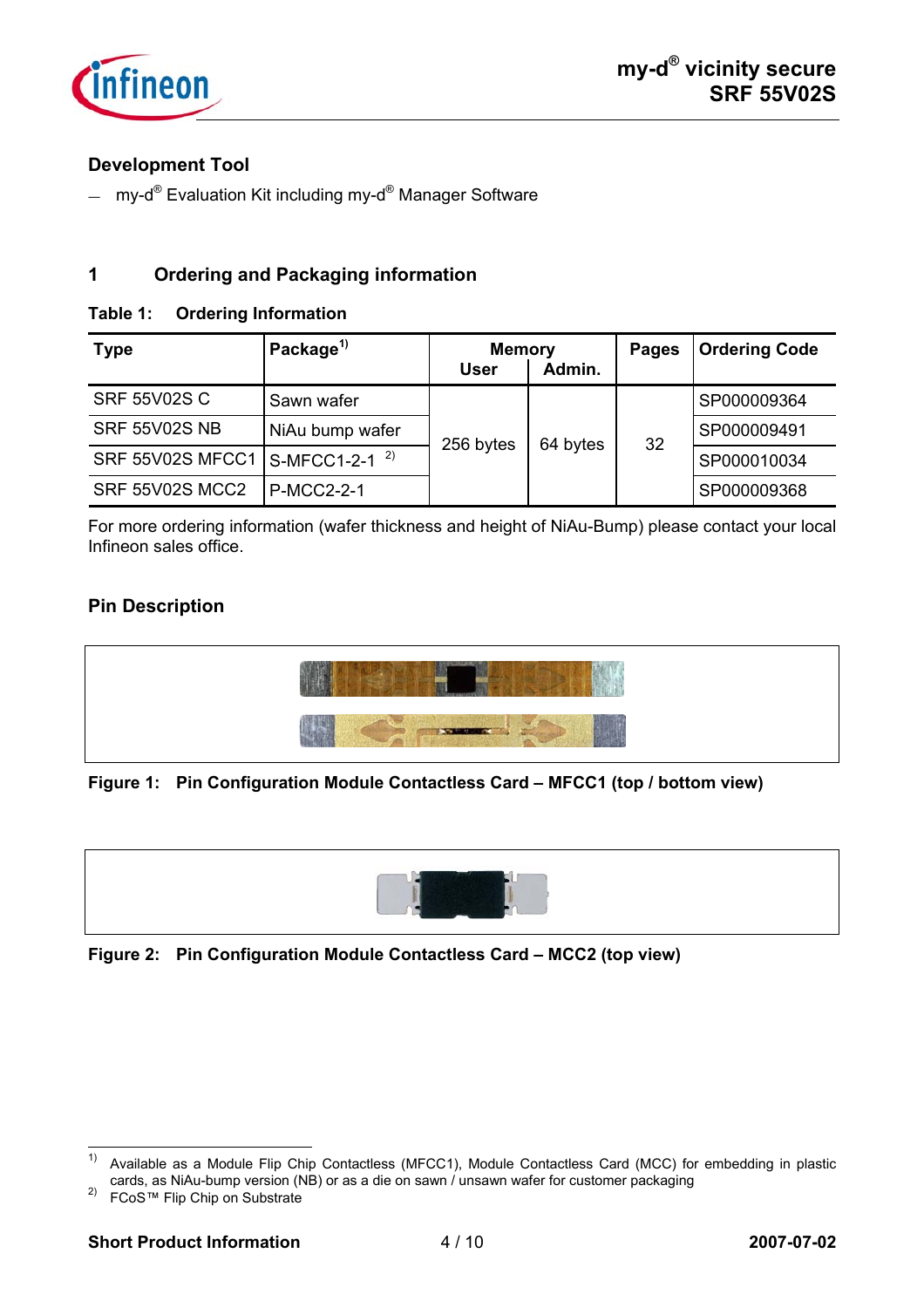## Development Tool

— my-d® Evaluation Kit including my-d® Manager Software

## 1 Ordering and Packaging information

**Table 1: Ordering Information**

| Type | Package[1] | Memory | | Pages | Ordering Code |
|---|---|---|---|---|---|
| | | User | Admin. | | |
| SRF 55V02S C | Sawn wafer | 256 bytes | 64 bytes | 32 | SP000009364 |
| SRF 55V02S NB | NiAu bump wafer | 256 bytes | 64 bytes | 32 | SP000009491 |
| SRF 55V02S MFCC1 | S-MFCC1-2-1 [2] | 256 bytes | 64 bytes | 32 | SP000010034 |
| SRF 55V02S MCC2 | P-MCC2-2-1 | 256 bytes | 64 bytes | 32 | SP000009368 |

For more ordering information (wafer thickness and height of NiAu-Bump) please contact your local Infineon sales office.

## Pin Description

**Figure 1: Pin Configuration Module Contactless Card – MFCC1 (top / bottom view)**

**Figure 2: Pin Configuration Module Contactless Card – MCC2 (top view)**

---

1) Available as a Module Flip Chip Contactless (MFCC1), Module Contactless Card (MCC) for embedding in plastic cards, as NiAu-bump version (NB) or as a die on sawn / unsawn wafer for customer packaging

2) FCoS™ Flip Chip on Substrate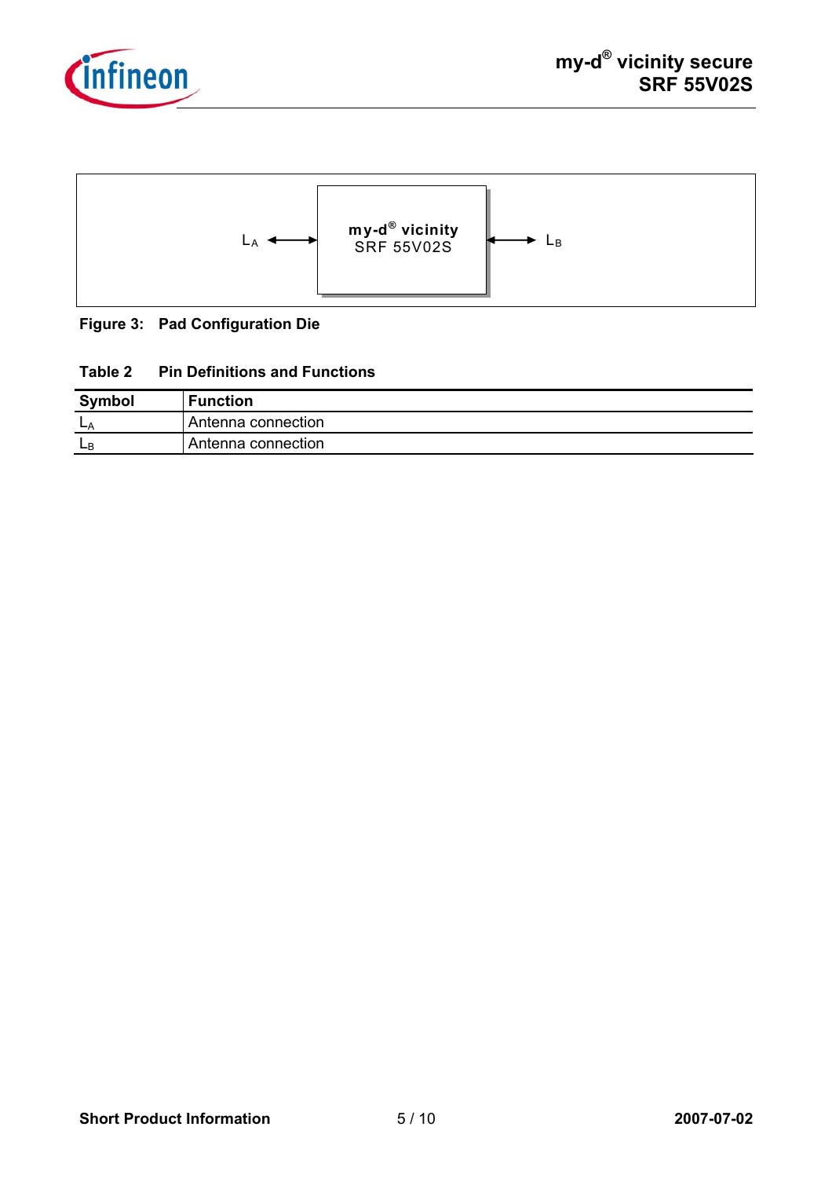$L_A$ ←→ **my-d® vicinity** SRF 55V02S ←→ $L_B$

**Figure 3: Pad Configuration Die**

**Table 2 Pin Definitions and Functions**

| Symbol | Function |
|---|---|
| $L_A$ | Antenna connection |
| $L_B$ | Antenna connection |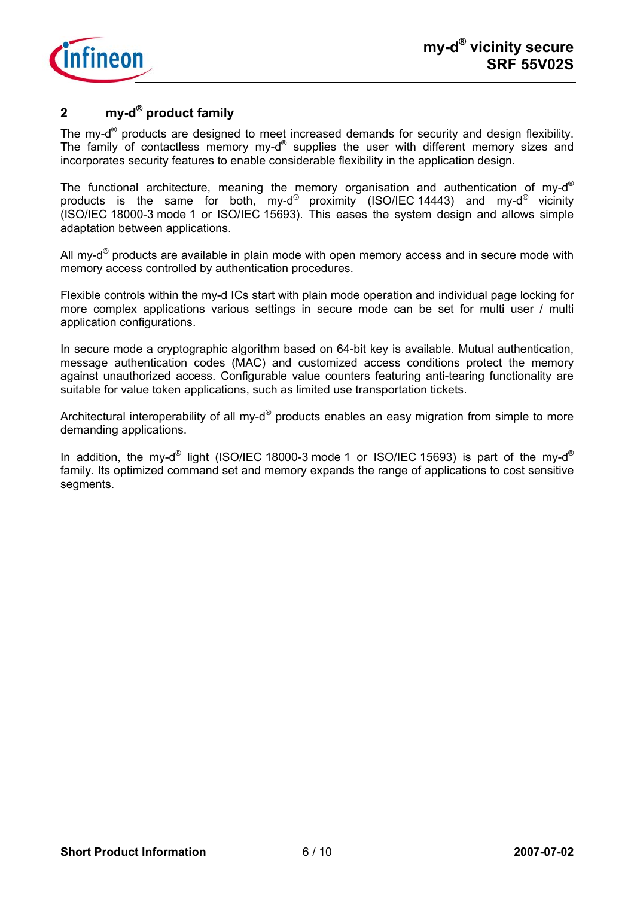## 2 my-d® product family

The my-d® products are designed to meet increased demands for security and design flexibility. The family of contactless memory my-d® supplies the user with different memory sizes and incorporates security features to enable considerable flexibility in the application design.

The functional architecture, meaning the memory organisation and authentication of my-d® products is the same for both, my-d® proximity (ISO/IEC 14443) and my-d® vicinity (ISO/IEC 18000-3 mode 1 or ISO/IEC 15693). This eases the system design and allows simple adaptation between applications.

All my-d® products are available in plain mode with open memory access and in secure mode with memory access controlled by authentication procedures.

Flexible controls within the my-d ICs start with plain mode operation and individual page locking for more complex applications various settings in secure mode can be set for multi user / multi application configurations.

In secure mode a cryptographic algorithm based on 64-bit key is available. Mutual authentication, message authentication codes (MAC) and customized access conditions protect the memory against unauthorized access. Configurable value counters featuring anti-tearing functionality are suitable for value token applications, such as limited use transportation tickets.

Architectural interoperability of all my-d® products enables an easy migration from simple to more demanding applications.

In addition, the my-d® light (ISO/IEC 18000-3 mode 1 or ISO/IEC 15693) is part of the my-d® family. Its optimized command set and memory expands the range of applications to cost sensitive segments.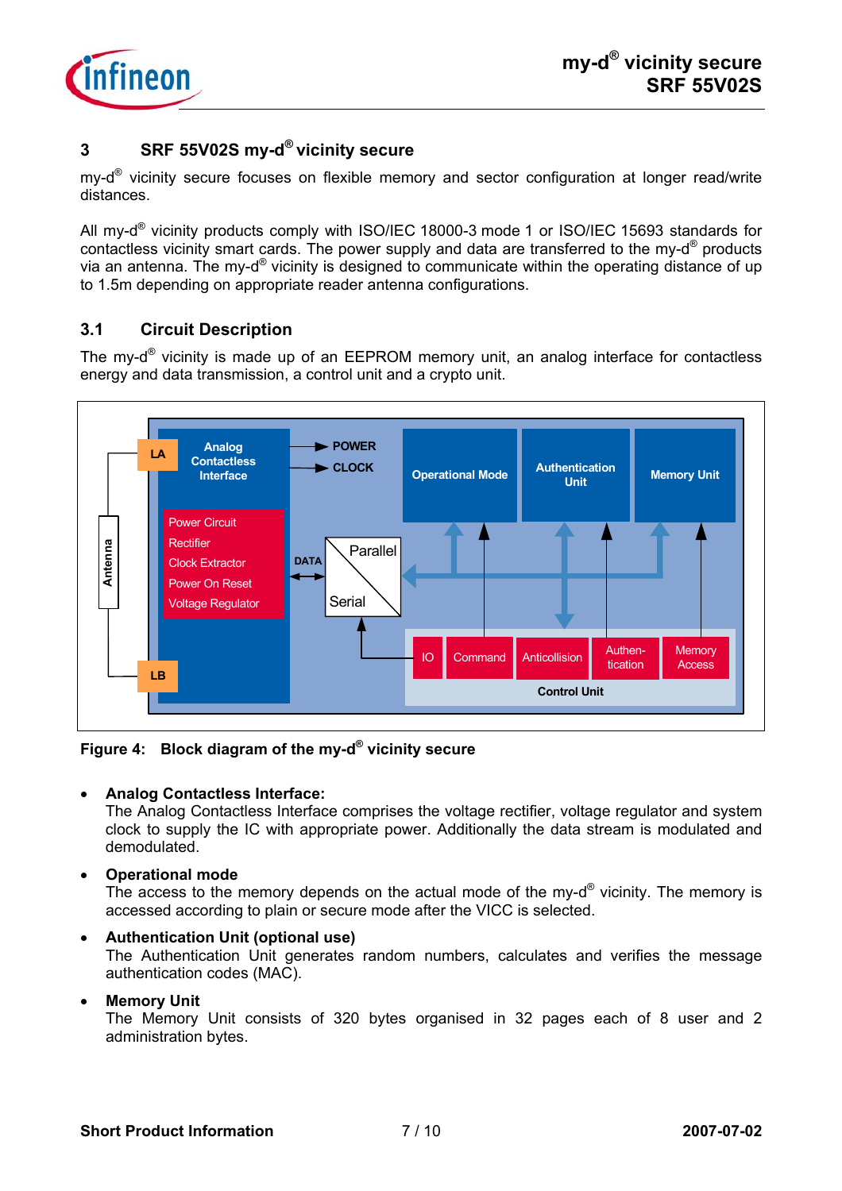## 3 SRF 55V02S my-d® vicinity secure

my-d® vicinity secure focuses on flexible memory and sector configuration at longer read/write distances.

All my-d® vicinity products comply with ISO/IEC 18000-3 mode 1 or ISO/IEC 15693 standards for contactless vicinity smart cards. The power supply and data are transferred to the my-d® products via an antenna. The my-d® vicinity is designed to communicate within the operating distance of up to 1.5m depending on appropriate reader antenna configurations.

### 3.1 Circuit Description

The my-d® vicinity is made up of an EEPROM memory unit, an analog interface for contactless energy and data transmission, a control unit and a crypto unit.

**Figure 4: Block diagram of the my-d® vicinity secure**

- **Analog Contactless Interface:**
  The Analog Contactless Interface comprises the voltage rectifier, voltage regulator and system clock to supply the IC with appropriate power. Additionally the data stream is modulated and demodulated.
- **Operational mode**
  The access to the memory depends on the actual mode of the my-d® vicinity. The memory is accessed according to plain or secure mode after the VICC is selected.
- **Authentication Unit (optional use)**
  The Authentication Unit generates random numbers, calculates and verifies the message authentication codes (MAC).
- **Memory Unit**
  The Memory Unit consists of 320 bytes organised in 32 pages each of 8 user and 2 administration bytes.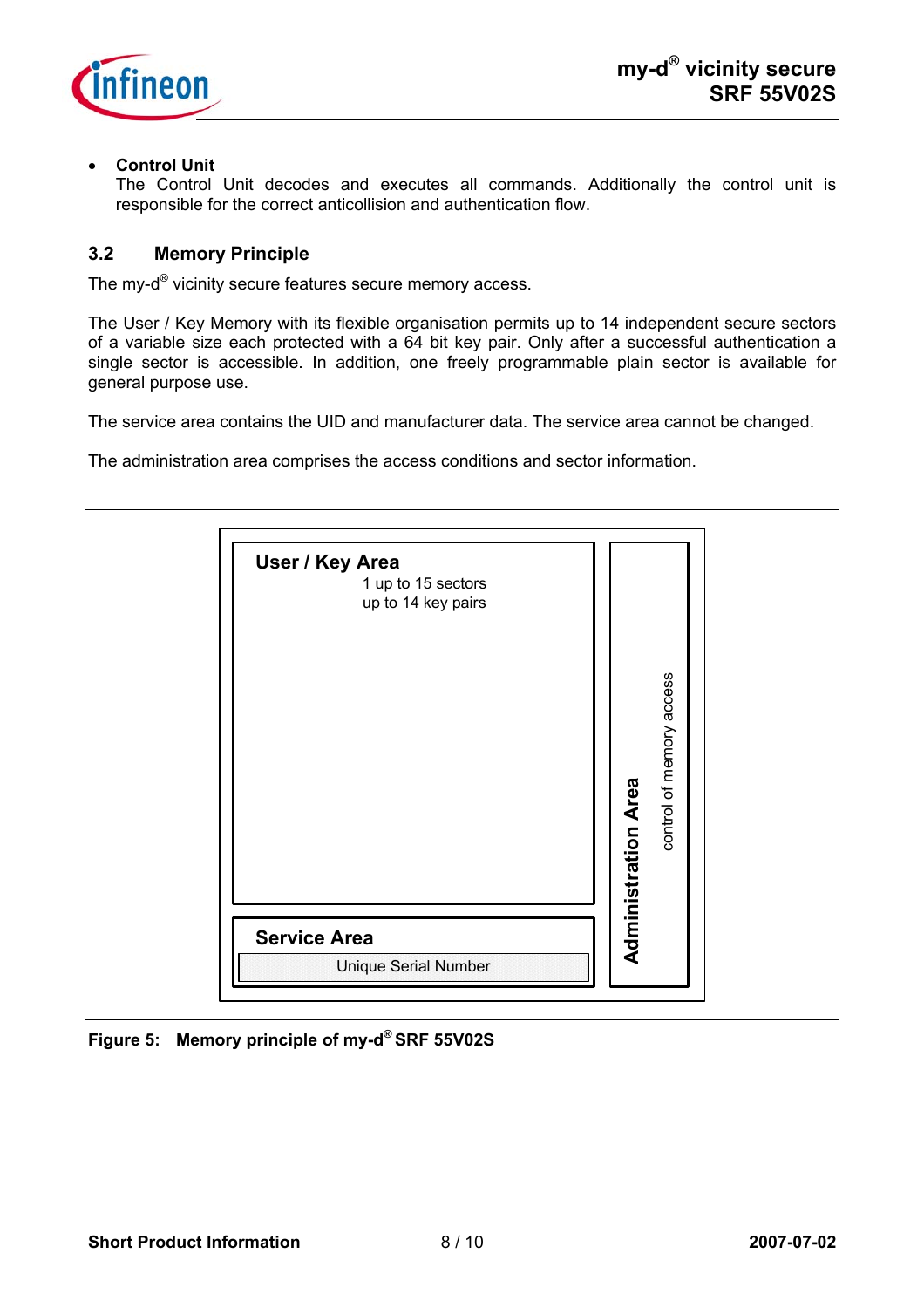- **Control Unit**
  The Control Unit decodes and executes all commands. Additionally the control unit is responsible for the correct anticollision and authentication flow.

## 3.2 Memory Principle

The my-d® vicinity secure features secure memory access.

The User / Key Memory with its flexible organisation permits up to 14 independent secure sectors of a variable size each protected with a 64 bit key pair. Only after a successful authentication a single sector is accessible. In addition, one freely programmable plain sector is available for general purpose use.

The service area contains the UID and manufacturer data. The service area cannot be changed.

The administration area comprises the access conditions and sector information.

**User / Key Area**
1 up to 15 sectors
up to 14 key pairs

**Service Area**
Unique Serial Number

**Administration Area**
control of memory access

**Figure 5: Memory principle of my-d® SRF 55V02S**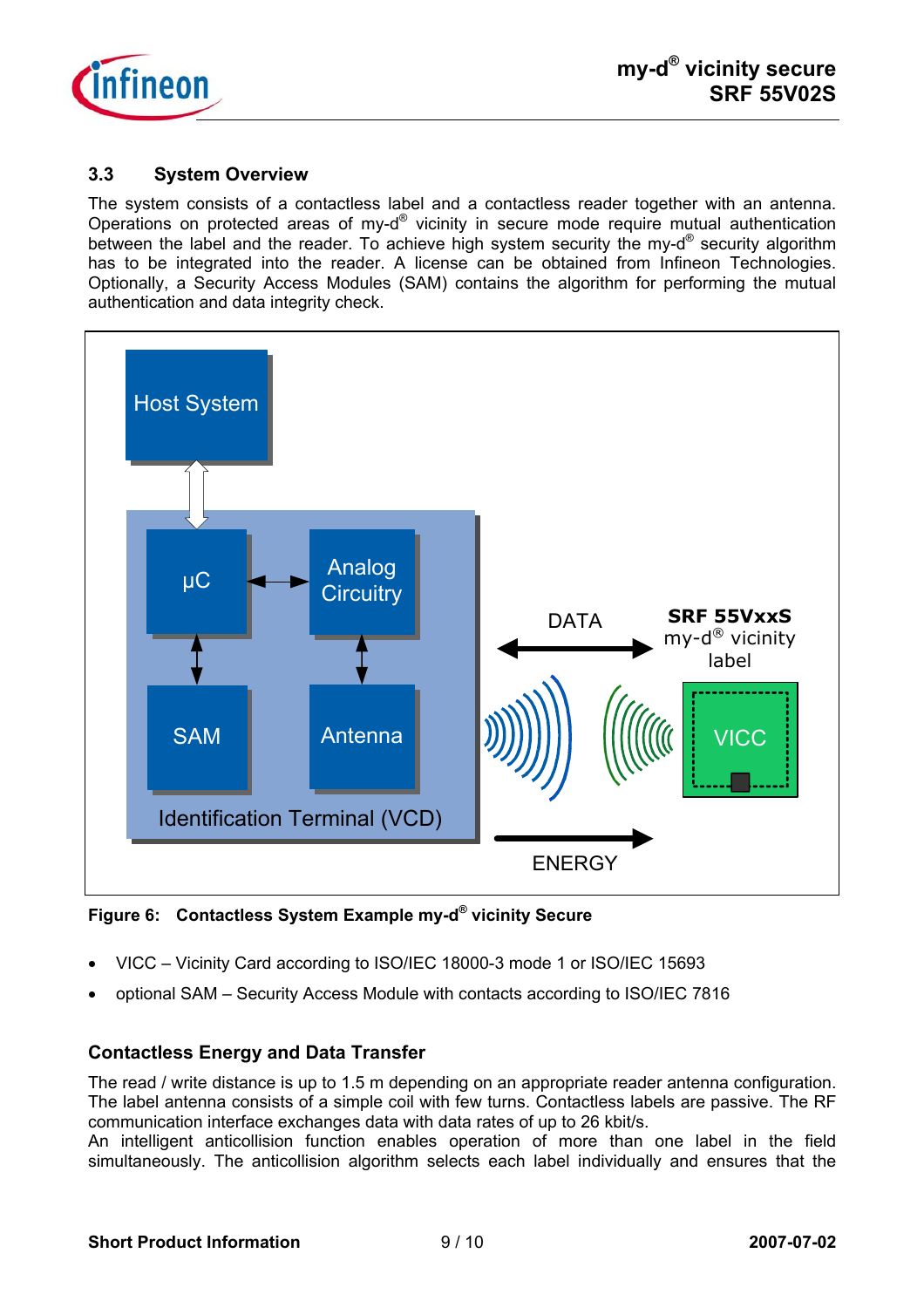## 3.3 System Overview

The system consists of a contactless label and a contactless reader together with an antenna. Operations on protected areas of my-d® vicinity in secure mode require mutual authentication between the label and the reader. To achieve high system security the my-d® security algorithm has to be integrated into the reader. A license can be obtained from Infineon Technologies. Optionally, a Security Access Modules (SAM) contains the algorithm for performing the mutual authentication and data integrity check.

**Figure 6: Contactless System Example my-d® vicinity Secure**

- VICC – Vicinity Card according to ISO/IEC 18000-3 mode 1 or ISO/IEC 15693
- optional SAM – Security Access Module with contacts according to ISO/IEC 7816

### Contactless Energy and Data Transfer

The read / write distance is up to 1.5 m depending on an appropriate reader antenna configuration. The label antenna consists of a simple coil with few turns. Contactless labels are passive. The RF communication interface exchanges data with data rates of up to 26 kbit/s.
An intelligent anticollision function enables operation of more than one label in the field simultaneously. The anticollision algorithm selects each label individually and ensures that the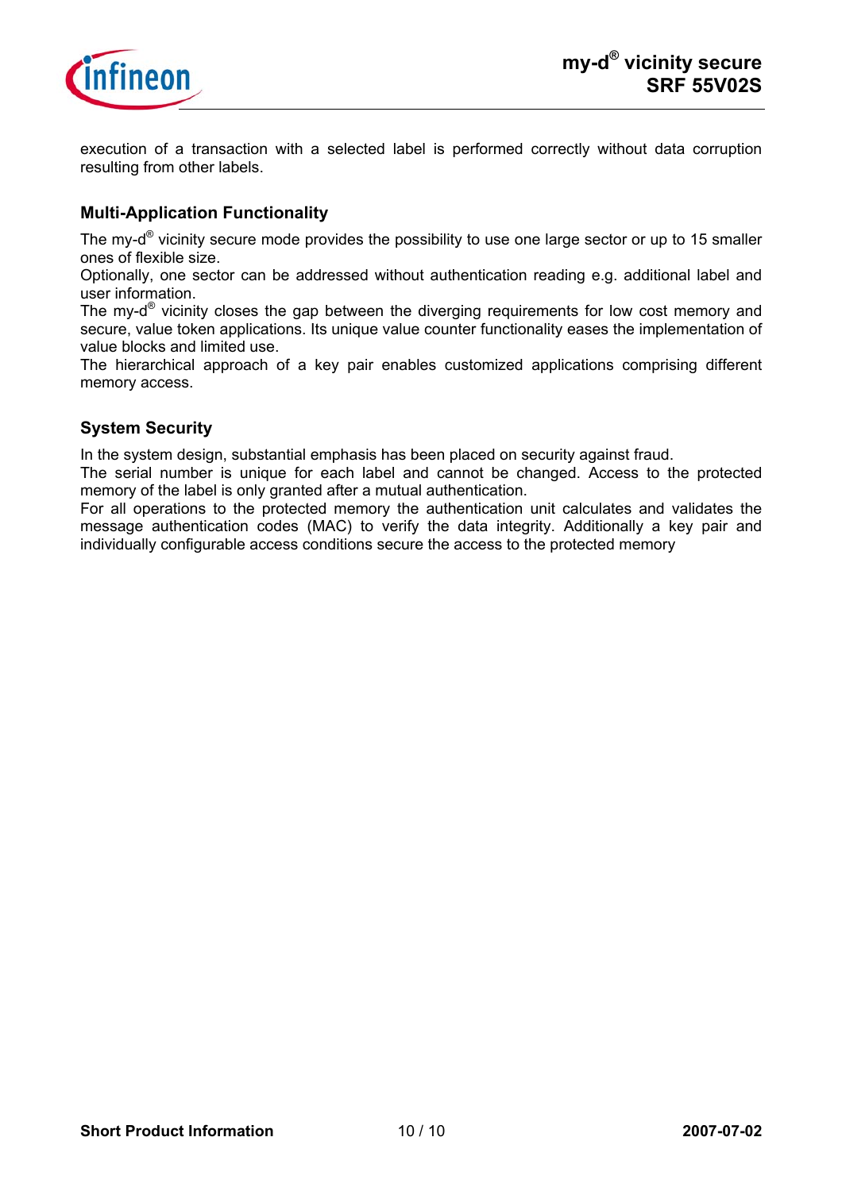execution of a transaction with a selected label is performed correctly without data corruption resulting from other labels.

### Multi-Application Functionality

The my-d® vicinity secure mode provides the possibility to use one large sector or up to 15 smaller ones of flexible size.
Optionally, one sector can be addressed without authentication reading e.g. additional label and user information.
The my-d® vicinity closes the gap between the diverging requirements for low cost memory and secure, value token applications. Its unique value counter functionality eases the implementation of value blocks and limited use.
The hierarchical approach of a key pair enables customized applications comprising different memory access.

### System Security

In the system design, substantial emphasis has been placed on security against fraud.
The serial number is unique for each label and cannot be changed. Access to the protected memory of the label is only granted after a mutual authentication.
For all operations to the protected memory the authentication unit calculates and validates the message authentication codes (MAC) to verify the data integrity. Additionally a key pair and individually configurable access conditions secure the access to the protected memory